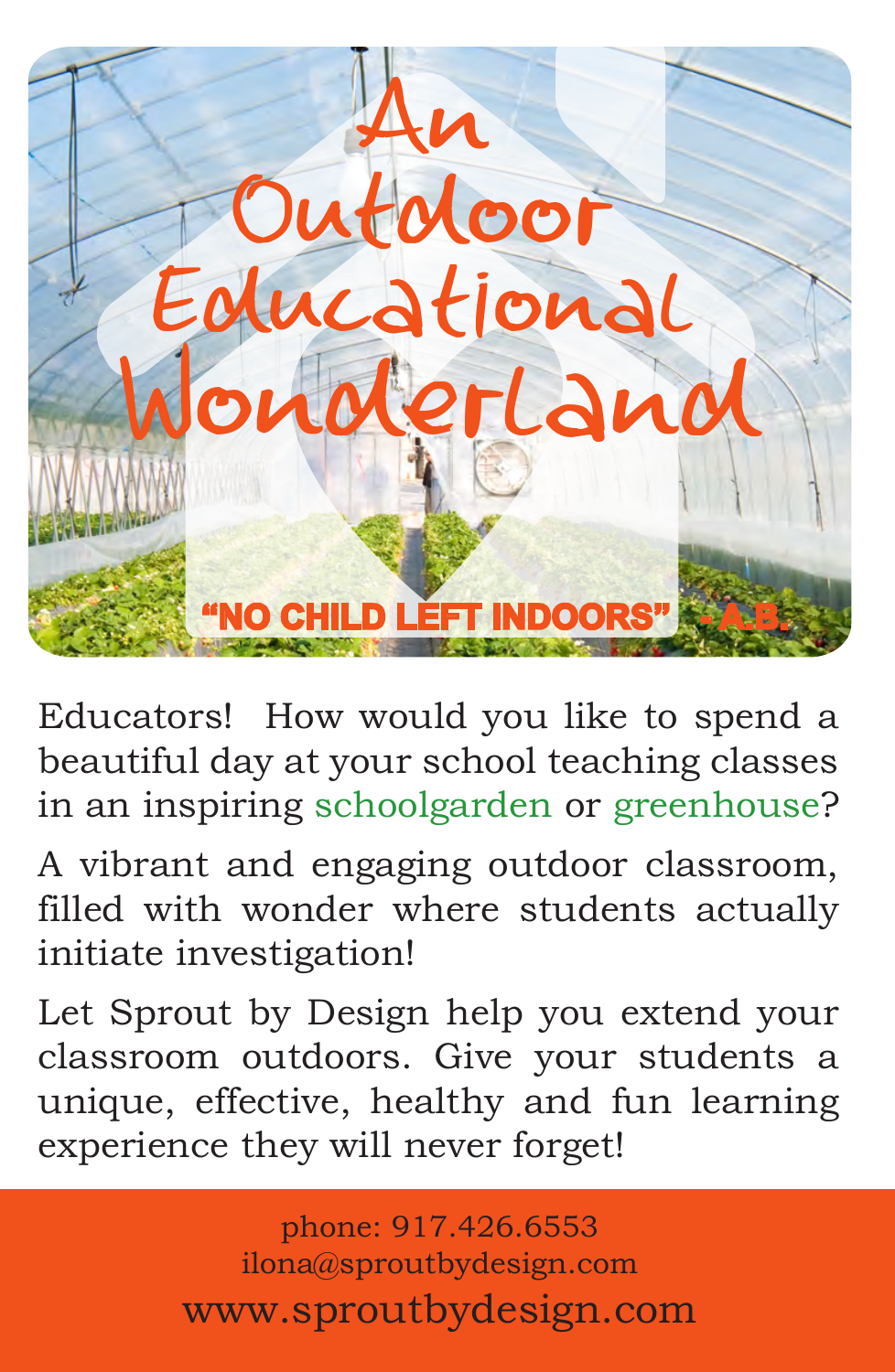# An Outdoor Educational Wonderland

**"NO CHILD LEFT INDOORS" - A.B.**

Educators! How would you like to spend a beautiful day at your school teaching classes in an inspiring schoolgarden or greenhouse?

A vibrant and engaging outdoor classroom, filled with wonder where students actually initiate investigation!

Let Sprout by Design help you extend your classroom outdoors. Give your students a unique, effective, healthy and fun learning experience they will never forget!

phone: 917.426.6553
ilona@sproutbydesign.com
www.sproutbydesign.com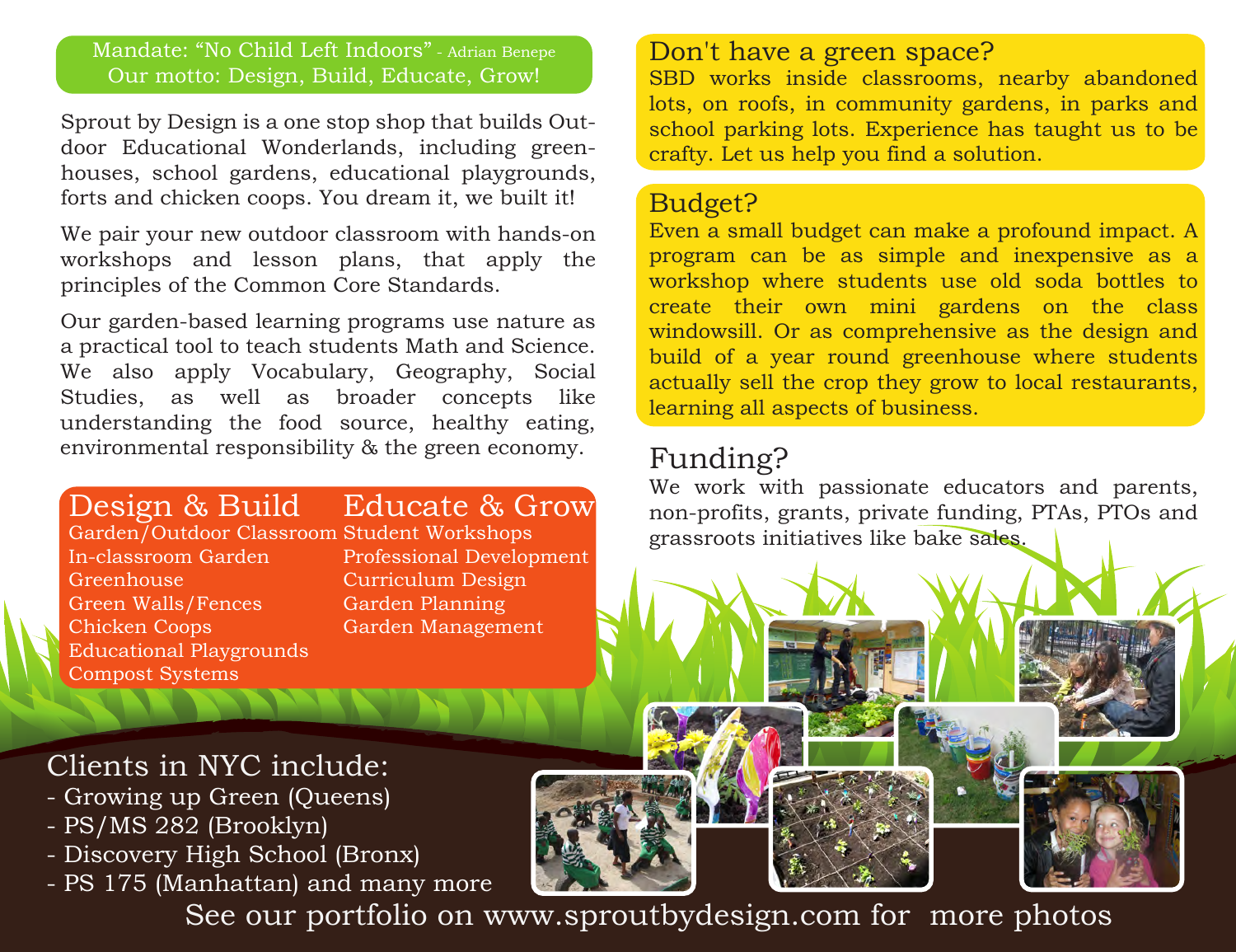Mandate: "No Child Left Indoors" - Adrian Benepe
Our motto: Design, Build, Educate, Grow!

Sprout by Design is a one stop shop that builds Outdoor Educational Wonderlands, including greenhouses, school gardens, educational playgrounds, forts and chicken coops. You dream it, we built it!

We pair your new outdoor classroom with hands-on workshops and lesson plans, that apply the principles of the Common Core Standards.

Our garden-based learning programs use nature as a practical tool to teach students Math and Science. We also apply Vocabulary, Geography, Social Studies, as well as broader concepts like understanding the food source, healthy eating, environmental responsibility & the green economy.

## Design & Build

- Garden/Outdoor Classroom
- In-classroom Garden
- Greenhouse
- Green Walls/Fences
- Chicken Coops
- Educational Playgrounds
- Compost Systems

## Educate & Grow

- Student Workshops
- Professional Development
- Curriculum Design
- Garden Planning
- Garden Management

## Don't have a green space?

SBD works inside classrooms, nearby abandoned lots, on roofs, in community gardens, in parks and school parking lots. Experience has taught us to be crafty. Let us help you find a solution.

## Budget?

Even a small budget can make a profound impact. A program can be as simple and inexpensive as a workshop where students use old soda bottles to create their own mini gardens on the class windowsill. Or as comprehensive as the design and build of a year round greenhouse where students actually sell the crop they grow to local restaurants, learning all aspects of business.

## Funding?

We work with passionate educators and parents, non-profits, grants, private funding, PTAs, PTOs and grassroots initiatives like bake sales.

## Clients in NYC include:

- Growing up Green (Queens)
- PS/MS 282 (Brooklyn)
- Discovery High School (Bronx)
- PS 175 (Manhattan) and many more

See our portfolio on www.sproutbydesign.com for more photos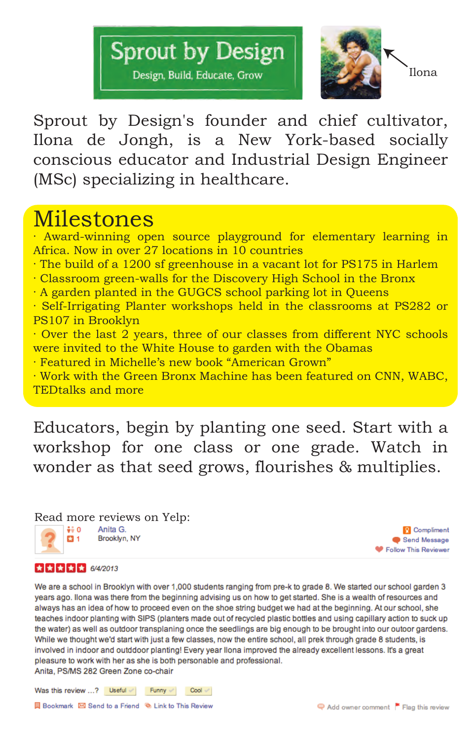Sprout by Design

Design, Build, Educate, Grow

Ilona

Sprout by Design's founder and chief cultivator, Ilona de Jongh, is a New York-based socially conscious educator and Industrial Design Engineer (MSc) specializing in healthcare.

# Milestones

- Award-winning open source playground for elementary learning in Africa. Now in over 27 locations in 10 countries
- The build of a 1200 sf greenhouse in a vacant lot for PS175 in Harlem
- Classroom green-walls for the Discovery High School in the Bronx
- A garden planted in the GUGCS school parking lot in Queens
- Self-Irrigating Planter workshops held in the classrooms at PS282 or PS107 in Brooklyn
- Over the last 2 years, three of our classes from different NYC schools were invited to the White House to garden with the Obamas
- Featured in Michelle's new book "American Grown"
- Work with the Green Bronx Machine has been featured on CNN, WABC, TEDtalks and more

Educators, begin by planting one seed. Start with a workshop for one class or one grade. Watch in wonder as that seed grows, flourishes & multiplies.

Read more reviews on Yelp:

Anita G.
Brooklyn, NY
0
1

Compliment
Send Message
Follow This Reviewer

6/4/2013

We are a school in Brooklyn with over 1,000 students ranging from pre-k to grade 8. We started our school garden 3 years ago. Ilona was there from the beginning advising us on how to get started. She is a wealth of resources and always has an idea of how to proceed even on the shoe string budget we had at the beginning. At our school, she teaches indoor planting with SIPS (planters made out of recycled plastic bottles and using capillary action to suck up the water) as well as outdoor transplaning once the seedlings are big enough to be brought into our outoor gardens. While we thought we'd start with just a few classes, now the entire school, all prek through grade 8 students, is involved in indoor and outddoor planting! Every year Ilona improved the already excellent lessons. It's a great pleasure to work with her as she is both personable and professional.
Anita, PS/MS 282 Green Zone co-chair

Was this review ...? Useful Funny Cool

Bookmark Send to a Friend Link to This Review Add owner comment Flag this review